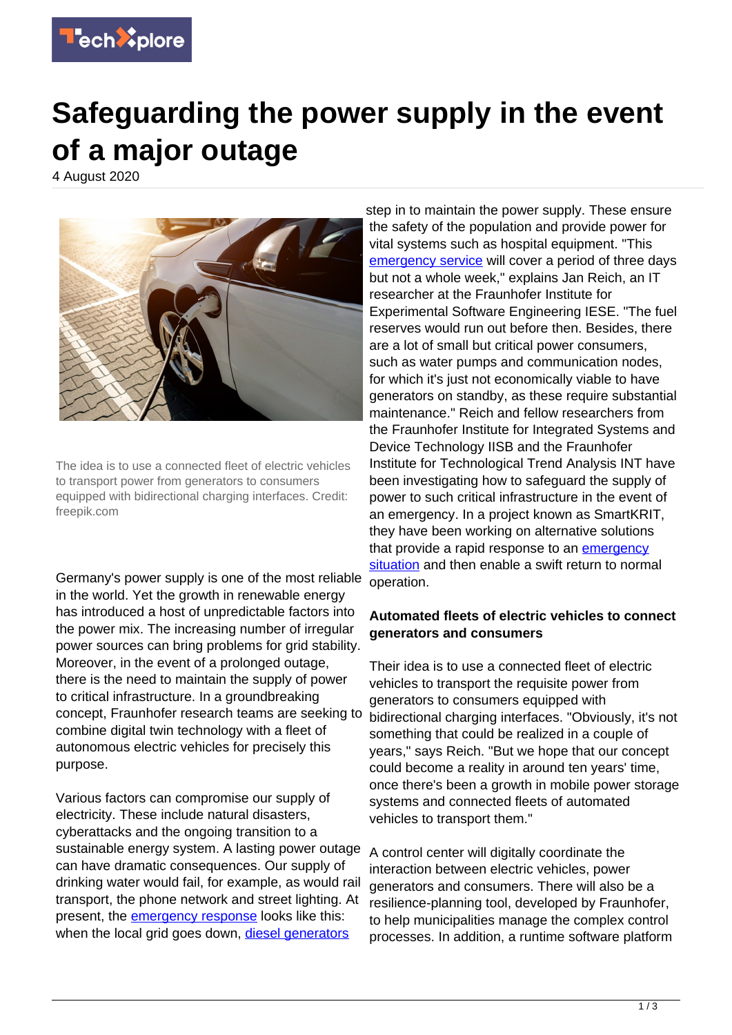# Safeguarding the power supply in the event of a major outage

4 August 2020

The idea is to use a connected fleet of electric vehicles to transport power from generators to consumers equipped with bidirectional charging interfaces. Credit: freepik.com

Germany's power supply is one of the most reliable in the world. Yet the growth in renewable energy has introduced a host of unpredictable factors into the power mix. The increasing number of irregular power sources can bring problems for grid stability. Moreover, in the event of a prolonged outage, there is the need to maintain the supply of power to critical infrastructure. In a groundbreaking concept, Fraunhofer research teams are seeking to combine digital twin technology with a fleet of autonomous electric vehicles for precisely this purpose.

Various factors can compromise our supply of electricity. These include natural disasters, cyberattacks and the ongoing transition to a sustainable energy system. A lasting power outage can have dramatic consequences. Our supply of drinking water would fail, for example, as would rail transport, the phone network and street lighting. At present, the emergency response looks like this: when the local grid goes down, diesel generators step in to maintain the power supply. These ensure the safety of the population and provide power for vital systems such as hospital equipment. "This emergency service will cover a period of three days but not a whole week," explains Jan Reich, an IT researcher at the Fraunhofer Institute for Experimental Software Engineering IESE. "The fuel reserves would run out before then. Besides, there are a lot of small but critical power consumers, such as water pumps and communication nodes, for which it's just not economically viable to have generators on standby, as these require substantial maintenance." Reich and fellow researchers from the Fraunhofer Institute for Integrated Systems and Device Technology IISB and the Fraunhofer Institute for Technological Trend Analysis INT have been investigating how to safeguard the supply of power to such critical infrastructure in the event of an emergency. In a project known as SmartKRIT, they have been working on alternative solutions that provide a rapid response to an emergency situation and then enable a swift return to normal operation.

### Automated fleets of electric vehicles to connect generators and consumers

Their idea is to use a connected fleet of electric vehicles to transport the requisite power from generators to consumers equipped with bidirectional charging interfaces. "Obviously, it's not something that could be realized in a couple of years," says Reich. "But we hope that our concept could become a reality in around ten years' time, once there's been a growth in mobile power storage systems and connected fleets of automated vehicles to transport them."

A control center will digitally coordinate the interaction between electric vehicles, power generators and consumers. There will also be a resilience-planning tool, developed by Fraunhofer, to help municipalities manage the complex control processes. In addition, a runtime software platform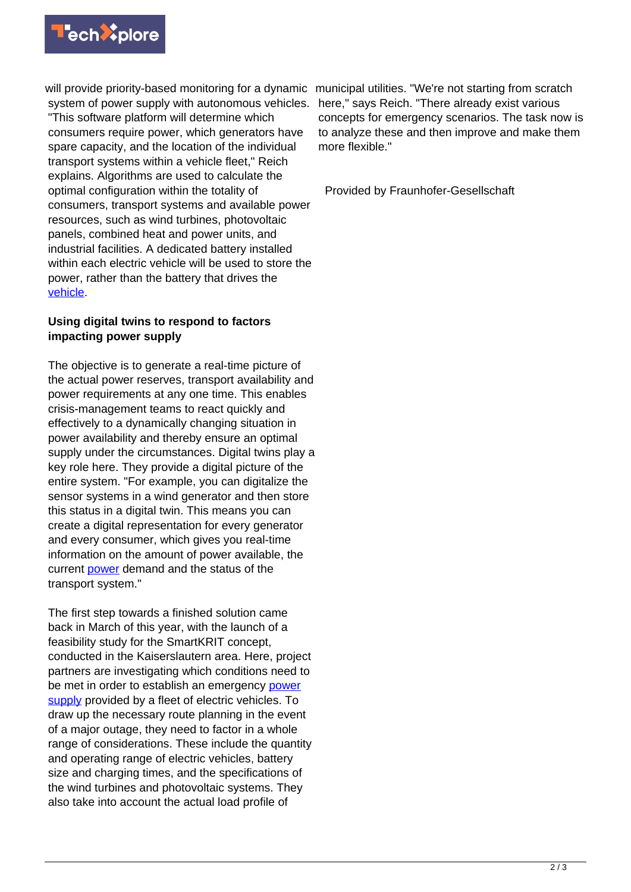will provide priority-based monitoring for a dynamic system of power supply with autonomous vehicles. "This software platform will determine which consumers require power, which generators have spare capacity, and the location of the individual transport systems within a vehicle fleet," Reich explains. Algorithms are used to calculate the optimal configuration within the totality of consumers, transport systems and available power resources, such as wind turbines, photovoltaic panels, combined heat and power units, and industrial facilities. A dedicated battery installed within each electric vehicle will be used to store the power, rather than the battery that drives the vehicle.

**Using digital twins to respond to factors impacting power supply**

The objective is to generate a real-time picture of the actual power reserves, transport availability and power requirements at any one time. This enables crisis-management teams to react quickly and effectively to a dynamically changing situation in power availability and thereby ensure an optimal supply under the circumstances. Digital twins play a key role here. They provide a digital picture of the entire system. "For example, you can digitalize the sensor systems in a wind generator and then store this status in a digital twin. This means you can create a digital representation for every generator and every consumer, which gives you real-time information on the amount of power available, the current power demand and the status of the transport system."

The first step towards a finished solution came back in March of this year, with the launch of a feasibility study for the SmartKRIT concept, conducted in the Kaiserslautern area. Here, project partners are investigating which conditions need to be met in order to establish an emergency power supply provided by a fleet of electric vehicles. To draw up the necessary route planning in the event of a major outage, they need to factor in a whole range of considerations. These include the quantity and operating range of electric vehicles, battery size and charging times, and the specifications of the wind turbines and photovoltaic systems. They also take into account the actual load profile of municipal utilities. "We're not starting from scratch here," says Reich. "There already exist various concepts for emergency scenarios. The task now is to analyze these and then improve and make them more flexible."

Provided by Fraunhofer-Gesellschaft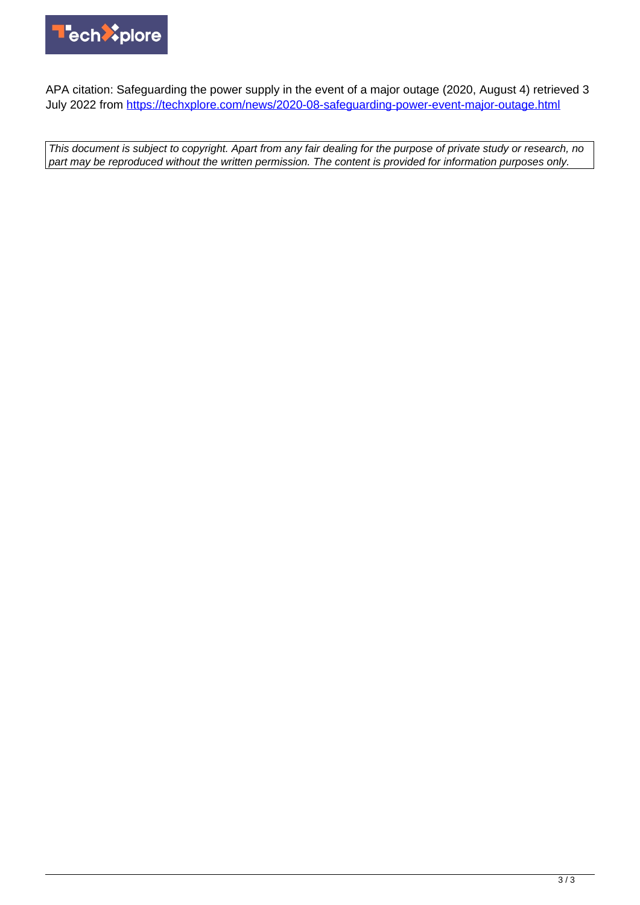APA citation: Safeguarding the power supply in the event of a major outage (2020, August 4) retrieved 3 July 2022 from https://techxplore.com/news/2020-08-safeguarding-power-event-major-outage.html

*This document is subject to copyright. Apart from any fair dealing for the purpose of private study or research, no part may be reproduced without the written permission. The content is provided for information purposes only.*